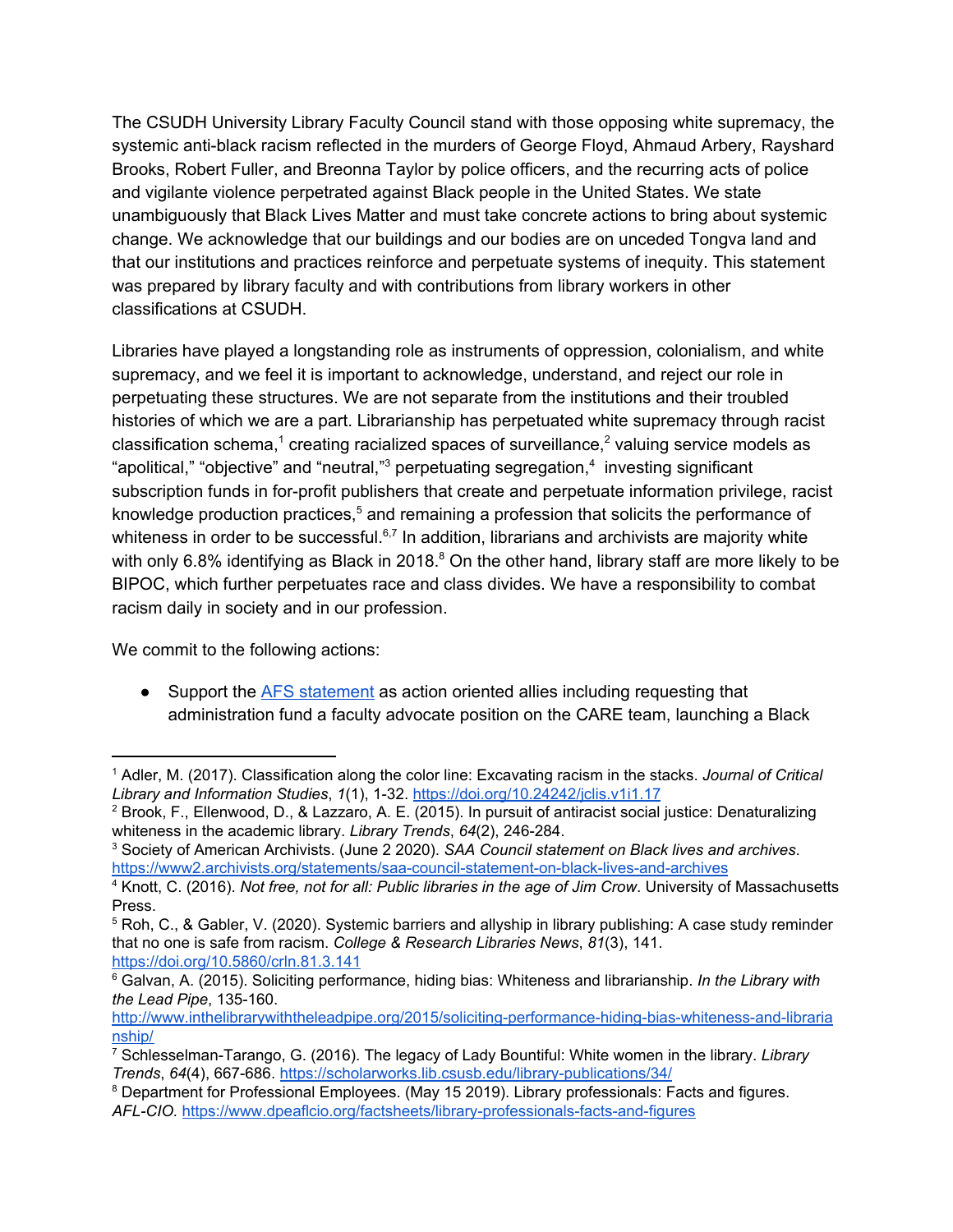The CSUDH University Library Faculty Council stand with those opposing white supremacy, the systemic anti-black racism reflected in the murders of George Floyd, Ahmaud Arbery, Rayshard Brooks, Robert Fuller, and Breonna Taylor by police officers, and the recurring acts of police and vigilante violence perpetrated against Black people in the United States. We state unambiguously that Black Lives Matter and must take concrete actions to bring about systemic change. We acknowledge that our buildings and our bodies are on unceded Tongva land and that our institutions and practices reinforce and perpetuate systems of inequity. This statement was prepared by library faculty and with contributions from library workers in other classifications at CSUDH.

Libraries have played a longstanding role as instruments of oppression, colonialism, and white supremacy, and we feel it is important to acknowledge, understand, and reject our role in perpetuating these structures. We are not separate from the institutions and their troubled histories of which we are a part. Librarianship has perpetuated white supremacy through racist classification schema,[1] creating racialized spaces of surveillance,[2] valuing service models as "apolitical," "objective" and "neutral,"[3] perpetuating segregation,[4] investing significant subscription funds in for-profit publishers that create and perpetuate information privilege, racist knowledge production practices,[5] and remaining a profession that solicits the performance of whiteness in order to be successful.[6,7] In addition, librarians and archivists are majority white with only 6.8% identifying as Black in 2018.[8] On the other hand, library staff are more likely to be BIPOC, which further perpetuates race and class divides. We have a responsibility to combat racism daily in society and in our profession.

We commit to the following actions:

- Support the [AFS statement](#) as action oriented allies including requesting that administration fund a faculty advocate position on the CARE team, launching a Black

---

[1] Adler, M. (2017). Classification along the color line: Excavating racism in the stacks. *Journal of Critical Library and Information Studies*, *1*(1), 1-32. https://doi.org/10.24242/jclis.v1i1.17

[2] Brook, F., Ellenwood, D., & Lazzaro, A. E. (2015). In pursuit of antiracist social justice: Denaturalizing whiteness in the academic library. *Library Trends*, *64*(2), 246-284.

[3] Society of American Archivists. (June 2 2020). *SAA Council statement on Black lives and archives*. https://www2.archivists.org/statements/saa-council-statement-on-black-lives-and-archives

[4] Knott, C. (2016). *Not free, not for all: Public libraries in the age of Jim Crow*. University of Massachusetts Press.

[5] Roh, C., & Gabler, V. (2020). Systemic barriers and allyship in library publishing: A case study reminder that no one is safe from racism. *College & Research Libraries News*, *81*(3), 141. https://doi.org/10.5860/crln.81.3.141

[6] Galvan, A. (2015). Soliciting performance, hiding bias: Whiteness and librarianship. *In the Library with the Lead Pipe*, 135-160. http://www.inthelibrarywiththeleadpipe.org/2015/soliciting-performance-hiding-bias-whiteness-and-librarianship/

[7] Schlesselman-Tarango, G. (2016). The legacy of Lady Bountiful: White women in the library. *Library Trends*, *64*(4), 667-686. https://scholarworks.lib.csusb.edu/library-publications/34/

[8] Department for Professional Employees. (May 15 2019). Library professionals: Facts and figures. *AFL-CIO*. https://www.dpeaflcio.org/factsheets/library-professionals-facts-and-figures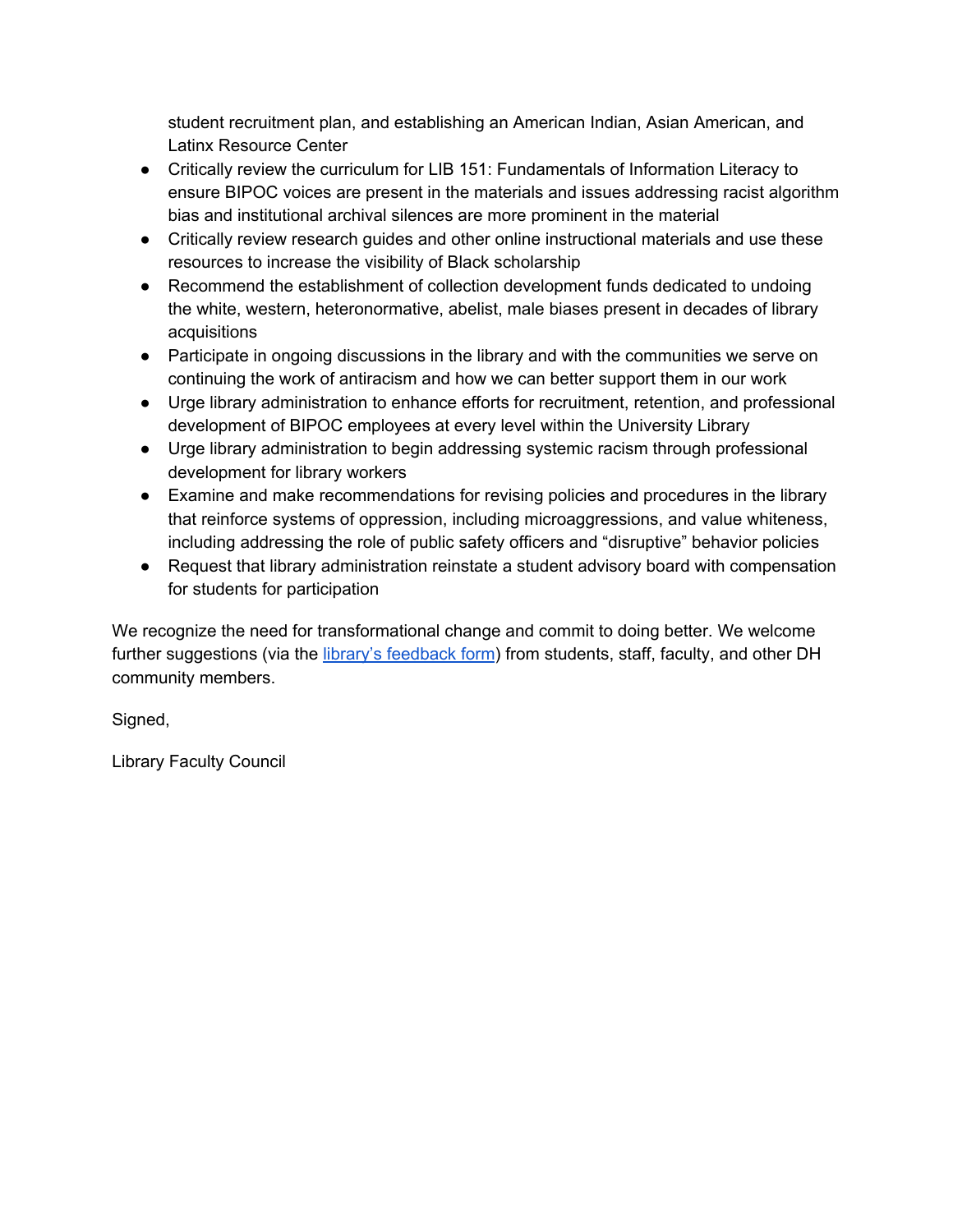student recruitment plan, and establishing an American Indian, Asian American, and Latinx Resource Center

- Critically review the curriculum for LIB 151: Fundamentals of Information Literacy to ensure BIPOC voices are present in the materials and issues addressing racist algorithm bias and institutional archival silences are more prominent in the material
- Critically review research guides and other online instructional materials and use these resources to increase the visibility of Black scholarship
- Recommend the establishment of collection development funds dedicated to undoing the white, western, heteronormative, abelist, male biases present in decades of library acquisitions
- Participate in ongoing discussions in the library and with the communities we serve on continuing the work of antiracism and how we can better support them in our work
- Urge library administration to enhance efforts for recruitment, retention, and professional development of BIPOC employees at every level within the University Library
- Urge library administration to begin addressing systemic racism through professional development for library workers
- Examine and make recommendations for revising policies and procedures in the library that reinforce systems of oppression, including microaggressions, and value whiteness, including addressing the role of public safety officers and "disruptive" behavior policies
- Request that library administration reinstate a student advisory board with compensation for students for participation

We recognize the need for transformational change and commit to doing better. We welcome further suggestions (via the library's feedback form) from students, staff, faculty, and other DH community members.

Signed,

Library Faculty Council